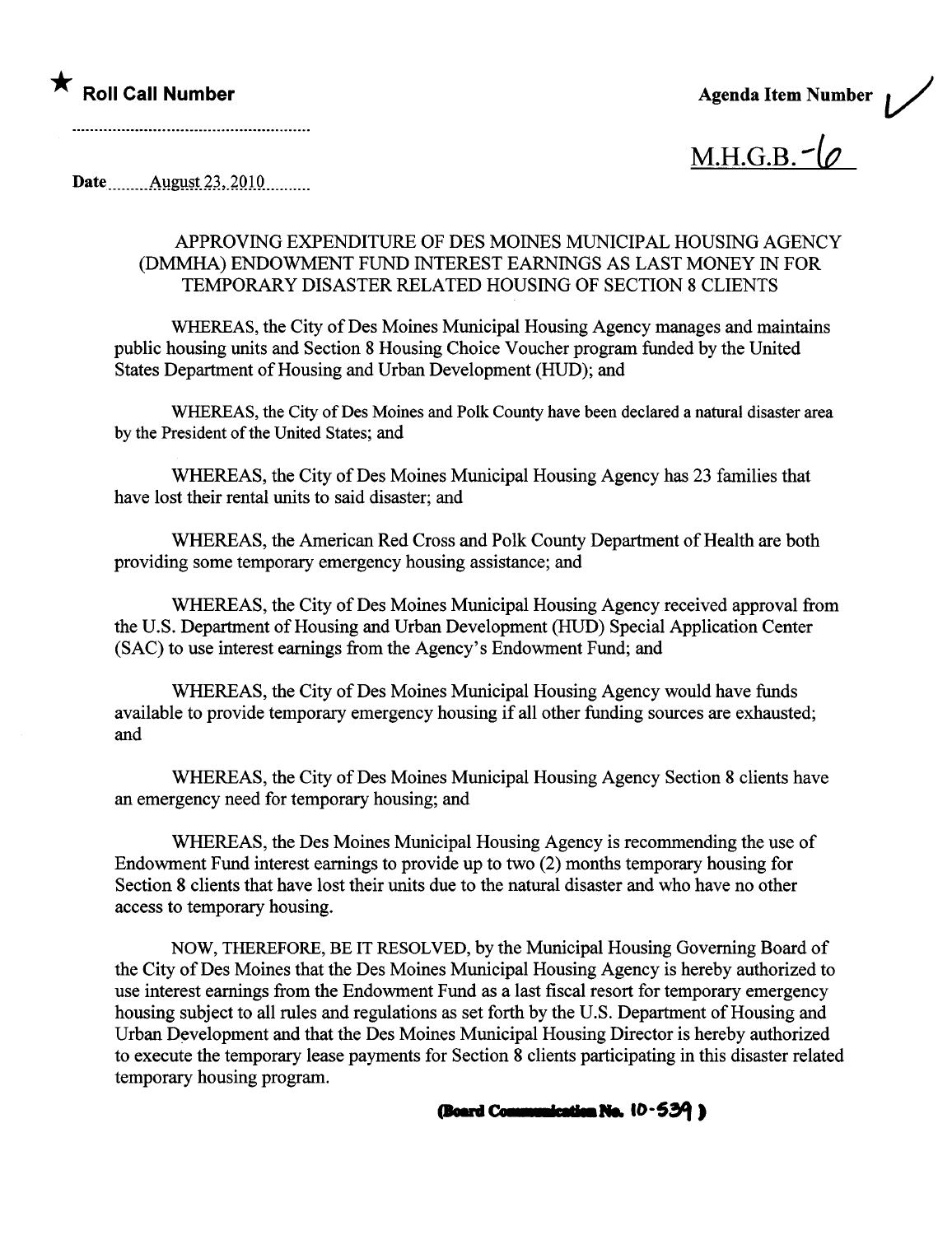★ **Roll Call Number**

...................................................

**Agenda Item Number** ✓

M.H.G.B.-6

**Date** ........August 23, 2010..........

APPROVING EXPENDITURE OF DES MOINES MUNICIPAL HOUSING AGENCY (DMMHA) ENDOWMENT FUND INTEREST EARNINGS AS LAST MONEY IN FOR TEMPORARY DISASTER RELATED HOUSING OF SECTION 8 CLIENTS

WHEREAS, the City of Des Moines Municipal Housing Agency manages and maintains public housing units and Section 8 Housing Choice Voucher program funded by the United States Department of Housing and Urban Development (HUD); and

WHEREAS, the City of Des Moines and Polk County have been declared a natural disaster area by the President of the United States; and

WHEREAS, the City of Des Moines Municipal Housing Agency has 23 families that have lost their rental units to said disaster; and

WHEREAS, the American Red Cross and Polk County Department of Health are both providing some temporary emergency housing assistance; and

WHEREAS, the City of Des Moines Municipal Housing Agency received approval from the U.S. Department of Housing and Urban Development (HUD) Special Application Center (SAC) to use interest earnings from the Agency's Endowment Fund; and

WHEREAS, the City of Des Moines Municipal Housing Agency would have funds available to provide temporary emergency housing if all other funding sources are exhausted; and

WHEREAS, the City of Des Moines Municipal Housing Agency Section 8 clients have an emergency need for temporary housing; and

WHEREAS, the Des Moines Municipal Housing Agency is recommending the use of Endowment Fund interest earnings to provide up to two (2) months temporary housing for Section 8 clients that have lost their units due to the natural disaster and who have no other access to temporary housing.

NOW, THEREFORE, BE IT RESOLVED, by the Municipal Housing Governing Board of the City of Des Moines that the Des Moines Municipal Housing Agency is hereby authorized to use interest earnings from the Endowment Fund as a last fiscal resort for temporary emergency housing subject to all rules and regulations as set forth by the U.S. Department of Housing and Urban Development and that the Des Moines Municipal Housing Director is hereby authorized to execute the temporary lease payments for Section 8 clients participating in this disaster related temporary housing program.

**(Board Communication No. 10-539)**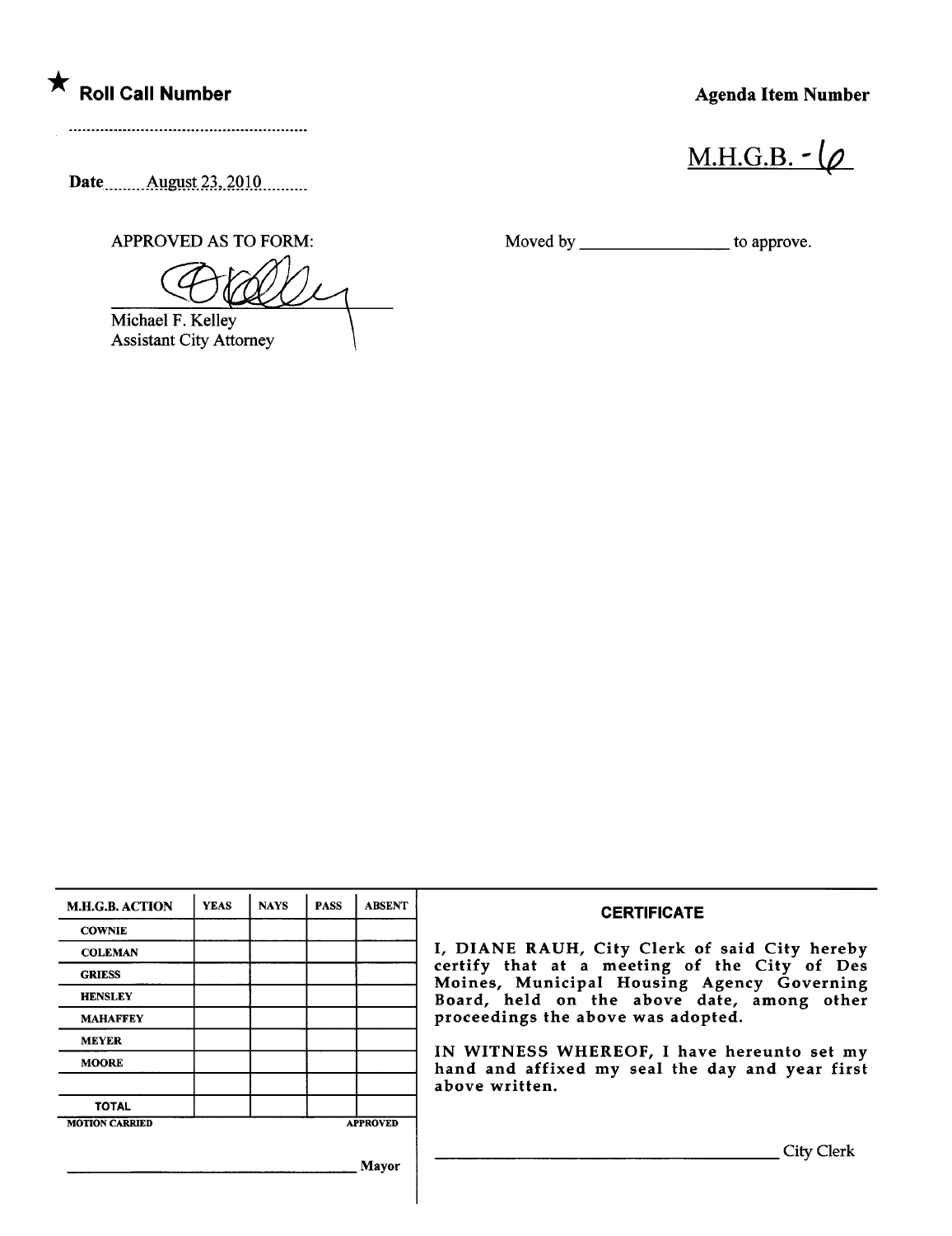★ **Roll Call Number**

..........................................................

Date August 23, 2010

**Agenda Item Number**

M.H.G.B. - 6

APPROVED AS TO FORM:

Michael F. Kelley
Assistant City Attorney

Moved by ________________ to approve.

| M.H.G.B. ACTION | YEAS | NAYS | PASS | ABSENT |
|---|---|---|---|---|
| COWNIE | | | | |
| COLEMAN | | | | |
| GRIESS | | | | |
| HENSLEY | | | | |
| MAHAFFEY | | | | |
| MEYER | | | | |
| MOORE | | | | |
| | | | | |
| TOTAL | | | | |

MOTION CARRIED APPROVED

________________________________ Mayor

**CERTIFICATE**

I, DIANE RAUH, City Clerk of said City hereby certify that at a meeting of the City of Des Moines, Municipal Housing Agency Governing Board, held on the above date, among other proceedings the above was adopted.

IN WITNESS WHEREOF, I have hereunto set my hand and affixed my seal the day and year first above written.

________________________________ City Clerk